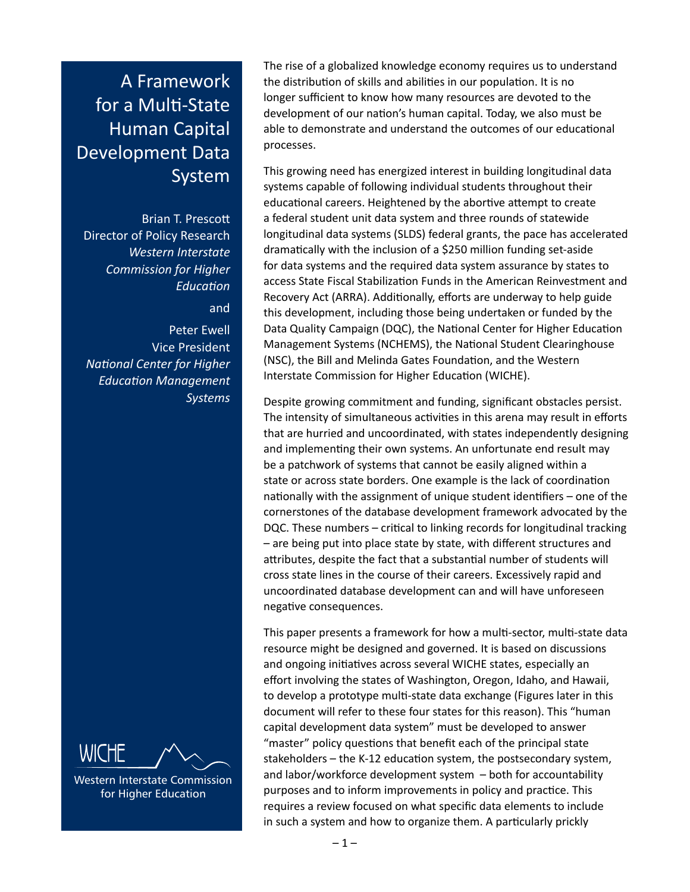# A Framework for a Multi-State Human Capital Development Data System

Brian T. Prescott
Director of Policy Research
*Western Interstate Commission for Higher Education*

and

Peter Ewell
Vice President
*National Center for Higher Education Management Systems*

WICHE
Western Interstate Commission for Higher Education

The rise of a globalized knowledge economy requires us to understand the distribution of skills and abilities in our population. It is no longer sufficient to know how many resources are devoted to the development of our nation's human capital. Today, we also must be able to demonstrate and understand the outcomes of our educational processes.

This growing need has energized interest in building longitudinal data systems capable of following individual students throughout their educational careers. Heightened by the abortive attempt to create a federal student unit data system and three rounds of statewide longitudinal data systems (SLDS) federal grants, the pace has accelerated dramatically with the inclusion of a $250 million funding set-aside for data systems and the required data system assurance by states to access State Fiscal Stabilization Funds in the American Reinvestment and Recovery Act (ARRA). Additionally, efforts are underway to help guide this development, including those being undertaken or funded by the Data Quality Campaign (DQC), the National Center for Higher Education Management Systems (NCHEMS), the National Student Clearinghouse (NSC), the Bill and Melinda Gates Foundation, and the Western Interstate Commission for Higher Education (WICHE).

Despite growing commitment and funding, significant obstacles persist. The intensity of simultaneous activities in this arena may result in efforts that are hurried and uncoordinated, with states independently designing and implementing their own systems. An unfortunate end result may be a patchwork of systems that cannot be easily aligned within a state or across state borders. One example is the lack of coordination nationally with the assignment of unique student identifiers – one of the cornerstones of the database development framework advocated by the DQC. These numbers – critical to linking records for longitudinal tracking – are being put into place state by state, with different structures and attributes, despite the fact that a substantial number of students will cross state lines in the course of their careers. Excessively rapid and uncoordinated database development can and will have unforeseen negative consequences.

This paper presents a framework for how a multi-sector, multi-state data resource might be designed and governed. It is based on discussions and ongoing initiatives across several WICHE states, especially an effort involving the states of Washington, Oregon, Idaho, and Hawaii, to develop a prototype multi-state data exchange (Figures later in this document will refer to these four states for this reason). This "human capital development data system" must be developed to answer "master" policy questions that benefit each of the principal state stakeholders – the K-12 education system, the postsecondary system, and labor/workforce development system – both for accountability purposes and to inform improvements in policy and practice. This requires a review focused on what specific data elements to include in such a system and how to organize them. A particularly prickly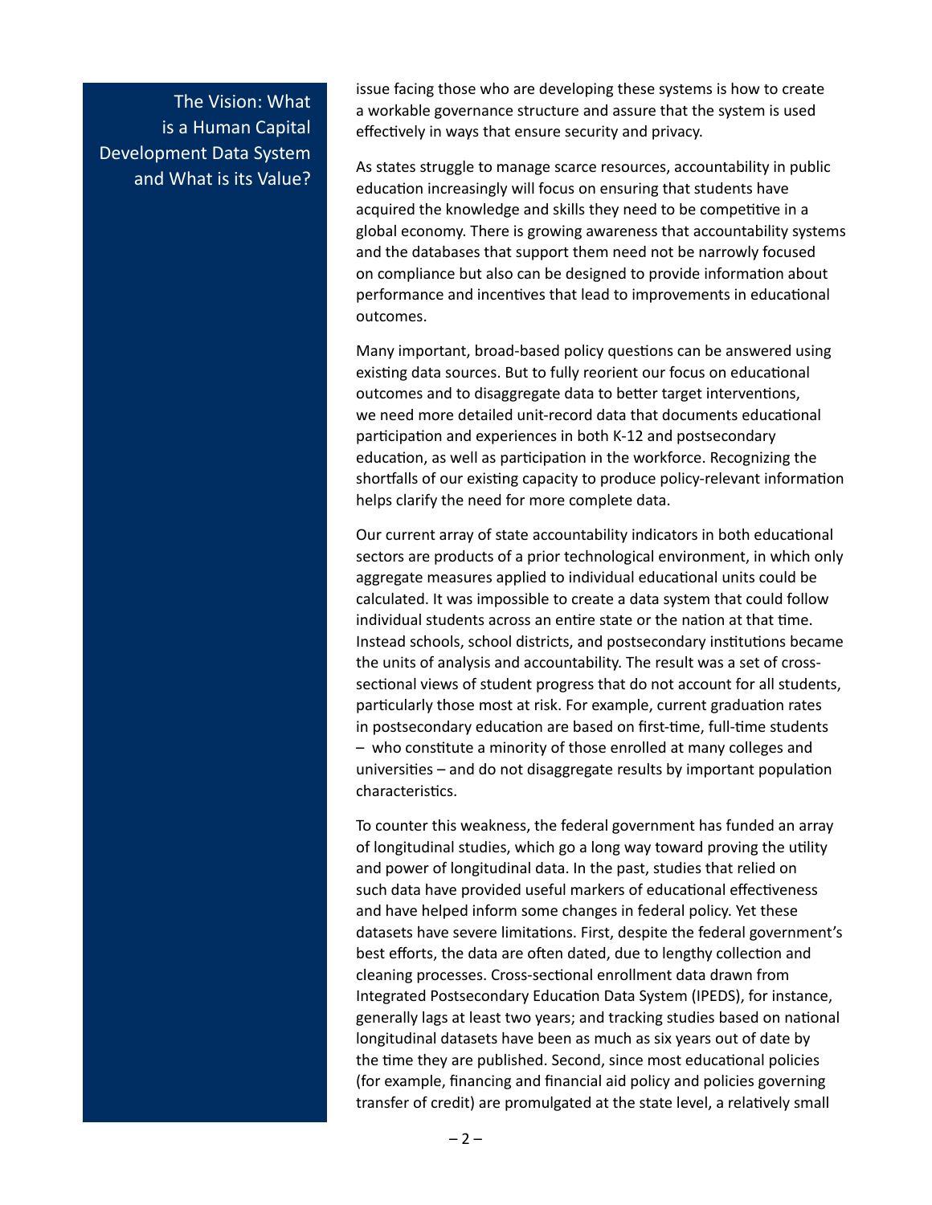## The Vision: What is a Human Capital Development Data System and What is its Value?

issue facing those who are developing these systems is how to create a workable governance structure and assure that the system is used effectively in ways that ensure security and privacy.

As states struggle to manage scarce resources, accountability in public education increasingly will focus on ensuring that students have acquired the knowledge and skills they need to be competitive in a global economy. There is growing awareness that accountability systems and the databases that support them need not be narrowly focused on compliance but also can be designed to provide information about performance and incentives that lead to improvements in educational outcomes.

Many important, broad-based policy questions can be answered using existing data sources. But to fully reorient our focus on educational outcomes and to disaggregate data to better target interventions, we need more detailed unit-record data that documents educational participation and experiences in both K-12 and postsecondary education, as well as participation in the workforce. Recognizing the shortfalls of our existing capacity to produce policy-relevant information helps clarify the need for more complete data.

Our current array of state accountability indicators in both educational sectors are products of a prior technological environment, in which only aggregate measures applied to individual educational units could be calculated. It was impossible to create a data system that could follow individual students across an entire state or the nation at that time. Instead schools, school districts, and postsecondary institutions became the units of analysis and accountability. The result was a set of cross-sectional views of student progress that do not account for all students, particularly those most at risk. For example, current graduation rates in postsecondary education are based on first-time, full-time students – who constitute a minority of those enrolled at many colleges and universities – and do not disaggregate results by important population characteristics.

To counter this weakness, the federal government has funded an array of longitudinal studies, which go a long way toward proving the utility and power of longitudinal data. In the past, studies that relied on such data have provided useful markers of educational effectiveness and have helped inform some changes in federal policy. Yet these datasets have severe limitations. First, despite the federal government's best efforts, the data are often dated, due to lengthy collection and cleaning processes. Cross-sectional enrollment data drawn from Integrated Postsecondary Education Data System (IPEDS), for instance, generally lags at least two years; and tracking studies based on national longitudinal datasets have been as much as six years out of date by the time they are published. Second, since most educational policies (for example, financing and financial aid policy and policies governing transfer of credit) are promulgated at the state level, a relatively small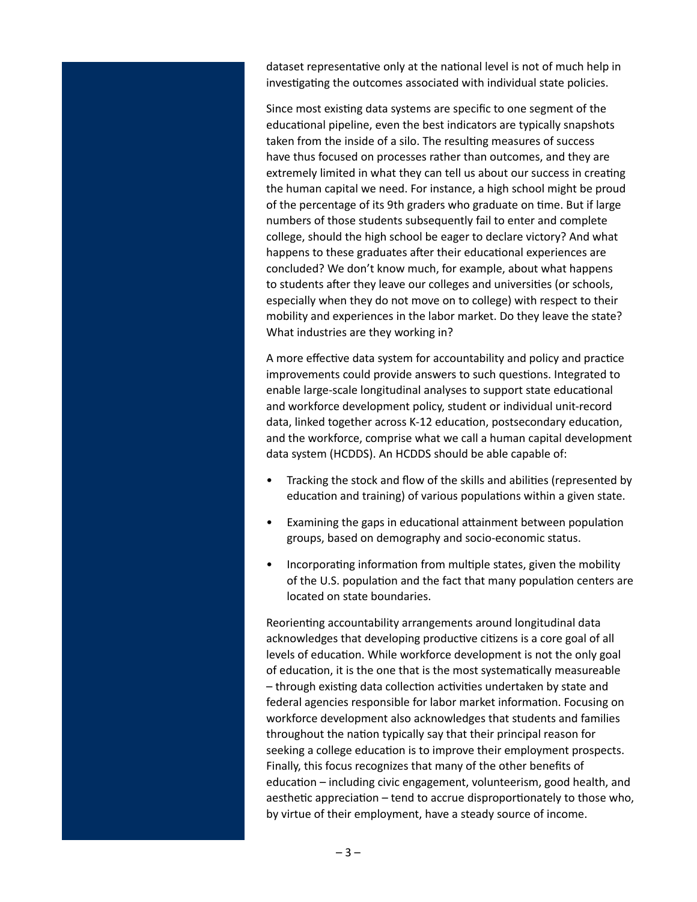dataset representative only at the national level is not of much help in investigating the outcomes associated with individual state policies.

Since most existing data systems are specific to one segment of the educational pipeline, even the best indicators are typically snapshots taken from the inside of a silo. The resulting measures of success have thus focused on processes rather than outcomes, and they are extremely limited in what they can tell us about our success in creating the human capital we need. For instance, a high school might be proud of the percentage of its 9th graders who graduate on time. But if large numbers of those students subsequently fail to enter and complete college, should the high school be eager to declare victory? And what happens to these graduates after their educational experiences are concluded? We don't know much, for example, about what happens to students after they leave our colleges and universities (or schools, especially when they do not move on to college) with respect to their mobility and experiences in the labor market. Do they leave the state? What industries are they working in?

A more effective data system for accountability and policy and practice improvements could provide answers to such questions. Integrated to enable large-scale longitudinal analyses to support state educational and workforce development policy, student or individual unit-record data, linked together across K-12 education, postsecondary education, and the workforce, comprise what we call a human capital development data system (HCDDS). An HCDDS should be able capable of:

- Tracking the stock and flow of the skills and abilities (represented by education and training) of various populations within a given state.
- Examining the gaps in educational attainment between population groups, based on demography and socio-economic status.
- Incorporating information from multiple states, given the mobility of the U.S. population and the fact that many population centers are located on state boundaries.

Reorienting accountability arrangements around longitudinal data acknowledges that developing productive citizens is a core goal of all levels of education. While workforce development is not the only goal of education, it is the one that is the most systematically measureable – through existing data collection activities undertaken by state and federal agencies responsible for labor market information. Focusing on workforce development also acknowledges that students and families throughout the nation typically say that their principal reason for seeking a college education is to improve their employment prospects. Finally, this focus recognizes that many of the other benefits of education – including civic engagement, volunteerism, good health, and aesthetic appreciation – tend to accrue disproportionately to those who, by virtue of their employment, have a steady source of income.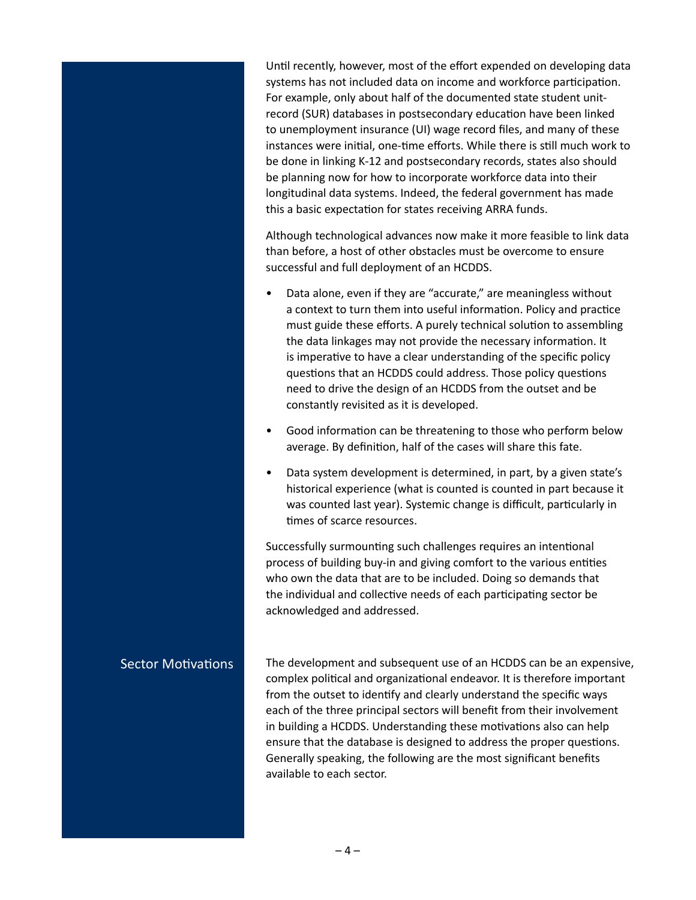Until recently, however, most of the effort expended on developing data systems has not included data on income and workforce participation. For example, only about half of the documented state student unit-record (SUR) databases in postsecondary education have been linked to unemployment insurance (UI) wage record files, and many of these instances were initial, one-time efforts. While there is still much work to be done in linking K-12 and postsecondary records, states also should be planning now for how to incorporate workforce data into their longitudinal data systems. Indeed, the federal government has made this a basic expectation for states receiving ARRA funds.

Although technological advances now make it more feasible to link data than before, a host of other obstacles must be overcome to ensure successful and full deployment of an HCDDS.

- Data alone, even if they are "accurate," are meaningless without a context to turn them into useful information. Policy and practice must guide these efforts. A purely technical solution to assembling the data linkages may not provide the necessary information. It is imperative to have a clear understanding of the specific policy questions that an HCDDS could address. Those policy questions need to drive the design of an HCDDS from the outset and be constantly revisited as it is developed.
- Good information can be threatening to those who perform below average. By definition, half of the cases will share this fate.
- Data system development is determined, in part, by a given state's historical experience (what is counted is counted in part because it was counted last year). Systemic change is difficult, particularly in times of scarce resources.

Successfully surmounting such challenges requires an intentional process of building buy-in and giving comfort to the various entities who own the data that are to be included. Doing so demands that the individual and collective needs of each participating sector be acknowledged and addressed.

## Sector Motivations

The development and subsequent use of an HCDDS can be an expensive, complex political and organizational endeavor. It is therefore important from the outset to identify and clearly understand the specific ways each of the three principal sectors will benefit from their involvement in building a HCDDS. Understanding these motivations also can help ensure that the database is designed to address the proper questions. Generally speaking, the following are the most significant benefits available to each sector.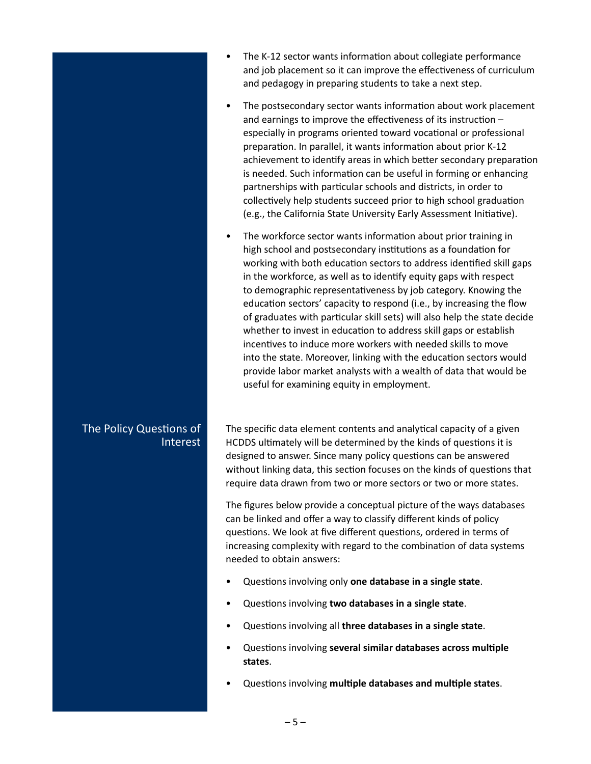- The K-12 sector wants information about collegiate performance and job placement so it can improve the effectiveness of curriculum and pedagogy in preparing students to take a next step.

- The postsecondary sector wants information about work placement and earnings to improve the effectiveness of its instruction – especially in programs oriented toward vocational or professional preparation. In parallel, it wants information about prior K-12 achievement to identify areas in which better secondary preparation is needed. Such information can be useful in forming or enhancing partnerships with particular schools and districts, in order to collectively help students succeed prior to high school graduation (e.g., the California State University Early Assessment Initiative).

- The workforce sector wants information about prior training in high school and postsecondary institutions as a foundation for working with both education sectors to address identified skill gaps in the workforce, as well as to identify equity gaps with respect to demographic representativeness by job category. Knowing the education sectors' capacity to respond (i.e., by increasing the flow of graduates with particular skill sets) will also help the state decide whether to invest in education to address skill gaps or establish incentives to induce more workers with needed skills to move into the state. Moreover, linking with the education sectors would provide labor market analysts with a wealth of data that would be useful for examining equity in employment.

## The Policy Questions of Interest

The specific data element contents and analytical capacity of a given HCDDS ultimately will be determined by the kinds of questions it is designed to answer. Since many policy questions can be answered without linking data, this section focuses on the kinds of questions that require data drawn from two or more sectors or two or more states.

The figures below provide a conceptual picture of the ways databases can be linked and offer a way to classify different kinds of policy questions. We look at five different questions, ordered in terms of increasing complexity with regard to the combination of data systems needed to obtain answers:

- Questions involving only **one database in a single state**.
- Questions involving **two databases in a single state**.
- Questions involving all **three databases in a single state**.
- Questions involving **several similar databases across multiple states**.
- Questions involving **multiple databases and multiple states**.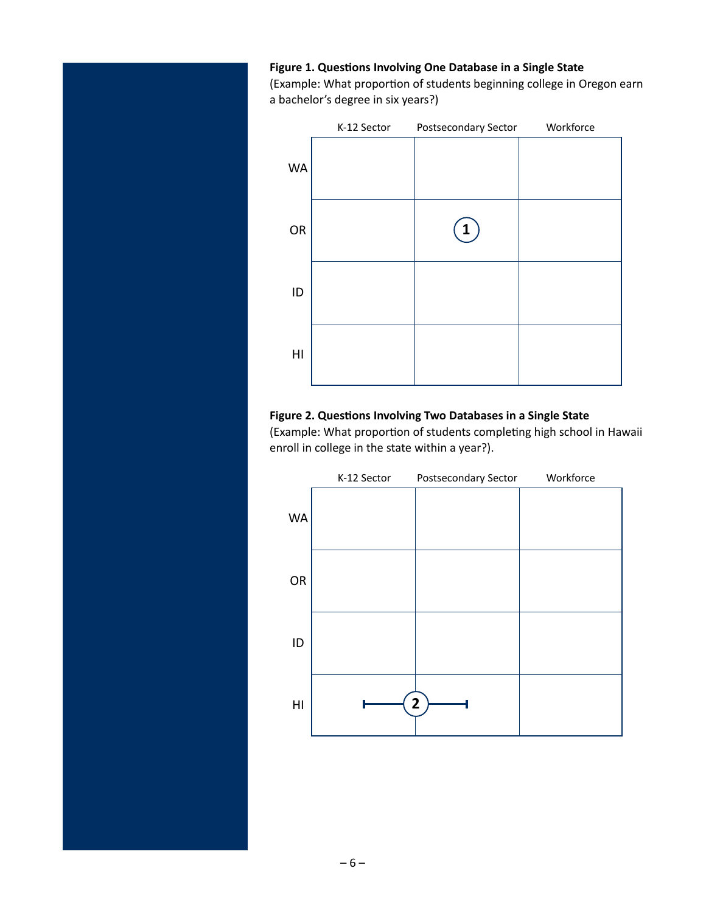**Figure 1. Questions Involving One Database in a Single State**
(Example: What proportion of students beginning college in Oregon earn a bachelor's degree in six years?)

| | K-12 Sector | Postsecondary Sector | Workforce |
|---|---|---|---|
| WA | | | |
| OR | | 1 | |
| ID | | | |
| HI | | | |

**Figure 2. Questions Involving Two Databases in a Single State**
(Example: What proportion of students completing high school in Hawaii enroll in college in the state within a year?).

| | K-12 Sector | Postsecondary Sector | Workforce |
|---|---|---|---|
| WA | | | |
| OR | | | |
| ID | | | |
| HI | ⊢—— | 2 ——⊣ | |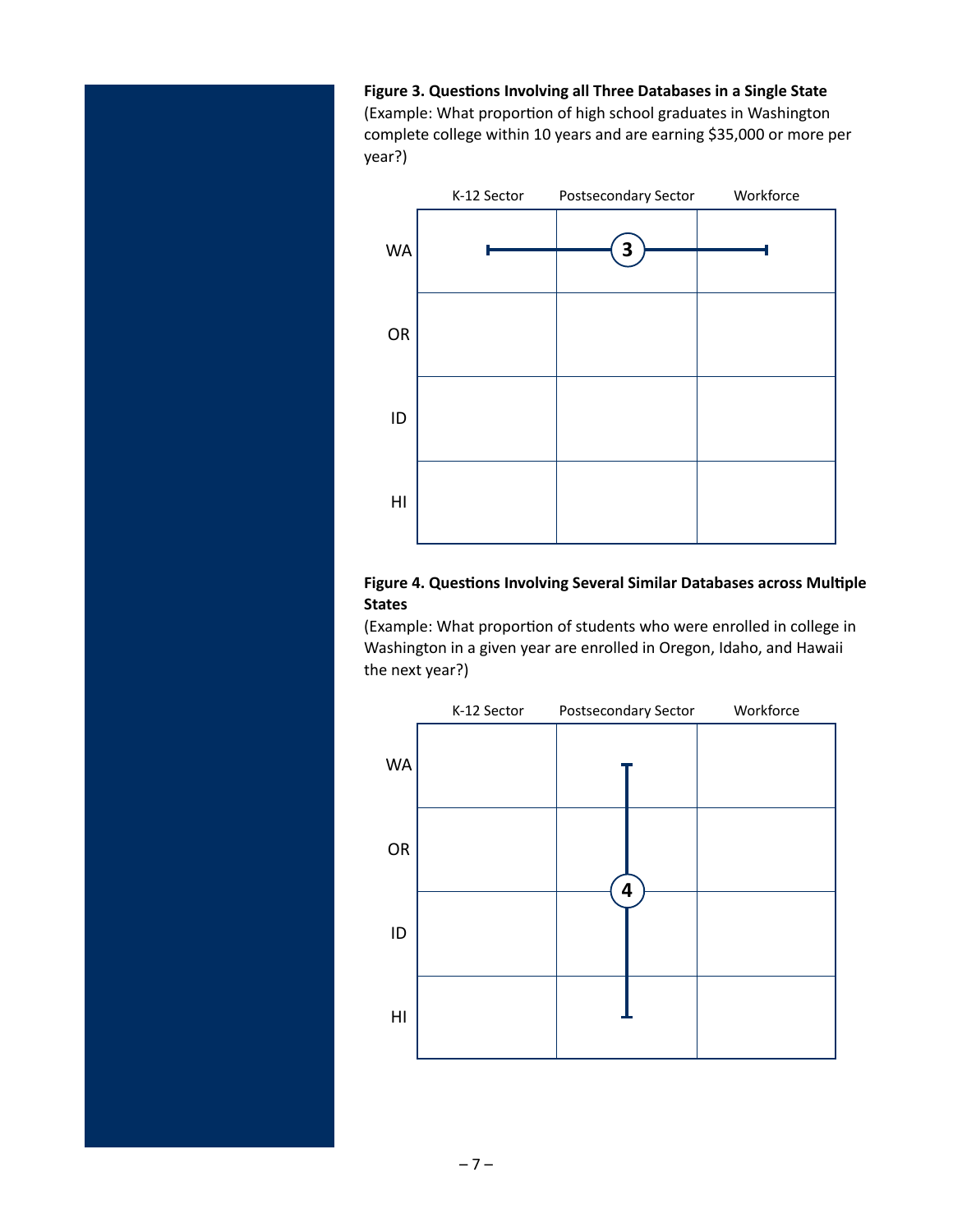**Figure 3. Questions Involving all Three Databases in a Single State**
(Example: What proportion of high school graduates in Washington complete college within 10 years and are earning $35,000 or more per year?)

| | K-12 Sector | Postsecondary Sector | Workforce |
|---|---|---|---|
| WA | | 3 | |
| OR | | | |
| ID | | | |
| HI | | | |

**Figure 4. Questions Involving Several Similar Databases across Multiple States**
(Example: What proportion of students who were enrolled in college in Washington in a given year are enrolled in Oregon, Idaho, and Hawaii the next year?)

| | K-12 Sector | Postsecondary Sector | Workforce |
|---|---|---|---|
| WA | | | |
| OR | | 4 | |
| ID | | | |
| HI | | | |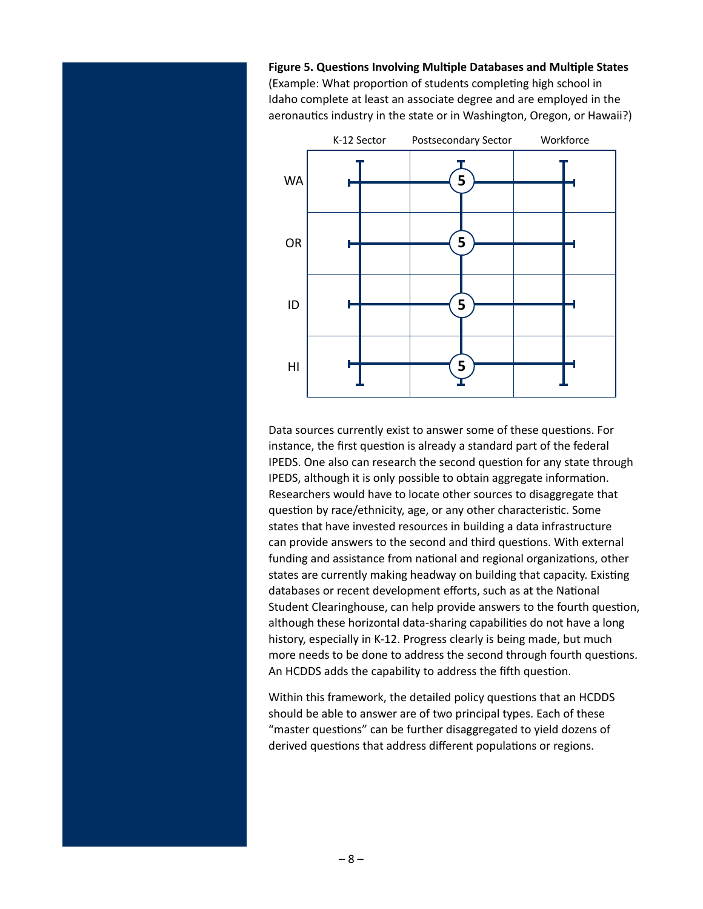**Figure 5. Questions Involving Multiple Databases and Multiple States**
(Example: What proportion of students completing high school in Idaho complete at least an associate degree and are employed in the aeronautics industry in the state or in Washington, Oregon, or Hawaii?)

| | K-12 Sector | Postsecondary Sector | Workforce |
|---|---|---|---|
| WA | | 5 | |
| OR | | 5 | |
| ID | | 5 | |
| HI | | 5 | |

Data sources currently exist to answer some of these questions. For instance, the first question is already a standard part of the federal IPEDS. One also can research the second question for any state through IPEDS, although it is only possible to obtain aggregate information. Researchers would have to locate other sources to disaggregate that question by race/ethnicity, age, or any other characteristic. Some states that have invested resources in building a data infrastructure can provide answers to the second and third questions. With external funding and assistance from national and regional organizations, other states are currently making headway on building that capacity. Existing databases or recent development efforts, such as at the National Student Clearinghouse, can help provide answers to the fourth question, although these horizontal data-sharing capabilities do not have a long history, especially in K-12. Progress clearly is being made, but much more needs to be done to address the second through fourth questions. An HCDDS adds the capability to address the fifth question.

Within this framework, the detailed policy questions that an HCDDS should be able to answer are of two principal types. Each of these "master questions" can be further disaggregated to yield dozens of derived questions that address different populations or regions.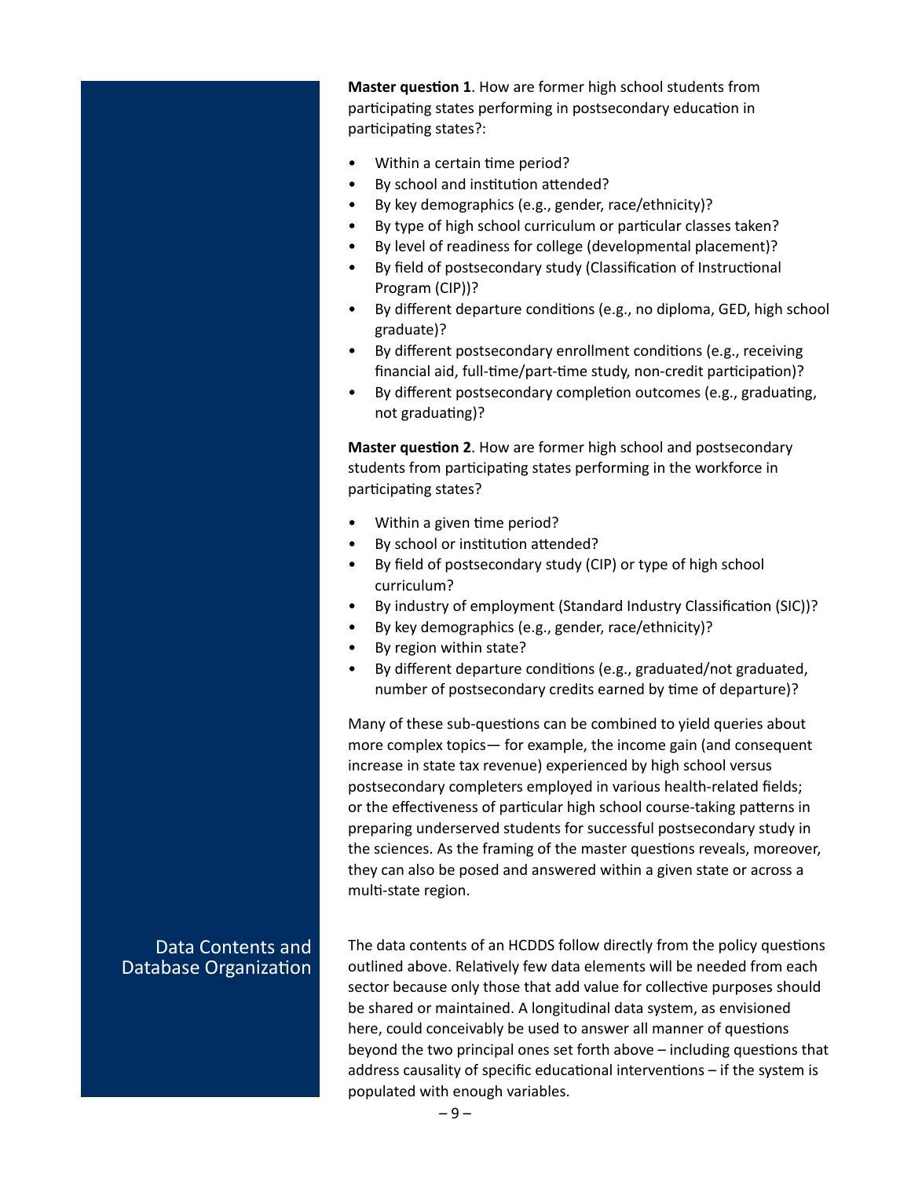**Master question 1**. How are former high school students from participating states performing in postsecondary education in participating states?:

- Within a certain time period?
- By school and institution attended?
- By key demographics (e.g., gender, race/ethnicity)?
- By type of high school curriculum or particular classes taken?
- By level of readiness for college (developmental placement)?
- By field of postsecondary study (Classification of Instructional Program (CIP))?
- By different departure conditions (e.g., no diploma, GED, high school graduate)?
- By different postsecondary enrollment conditions (e.g., receiving financial aid, full-time/part-time study, non-credit participation)?
- By different postsecondary completion outcomes (e.g., graduating, not graduating)?

**Master question 2**. How are former high school and postsecondary students from participating states performing in the workforce in participating states?

- Within a given time period?
- By school or institution attended?
- By field of postsecondary study (CIP) or type of high school curriculum?
- By industry of employment (Standard Industry Classification (SIC))?
- By key demographics (e.g., gender, race/ethnicity)?
- By region within state?
- By different departure conditions (e.g., graduated/not graduated, number of postsecondary credits earned by time of departure)?

Many of these sub-questions can be combined to yield queries about more complex topics— for example, the income gain (and consequent increase in state tax revenue) experienced by high school versus postsecondary completers employed in various health-related fields; or the effectiveness of particular high school course-taking patterns in preparing underserved students for successful postsecondary study in the sciences. As the framing of the master questions reveals, moreover, they can also be posed and answered within a given state or across a multi-state region.

## Data Contents and Database Organization

The data contents of an HCDDS follow directly from the policy questions outlined above. Relatively few data elements will be needed from each sector because only those that add value for collective purposes should be shared or maintained. A longitudinal data system, as envisioned here, could conceivably be used to answer all manner of questions beyond the two principal ones set forth above – including questions that address causality of specific educational interventions – if the system is populated with enough variables.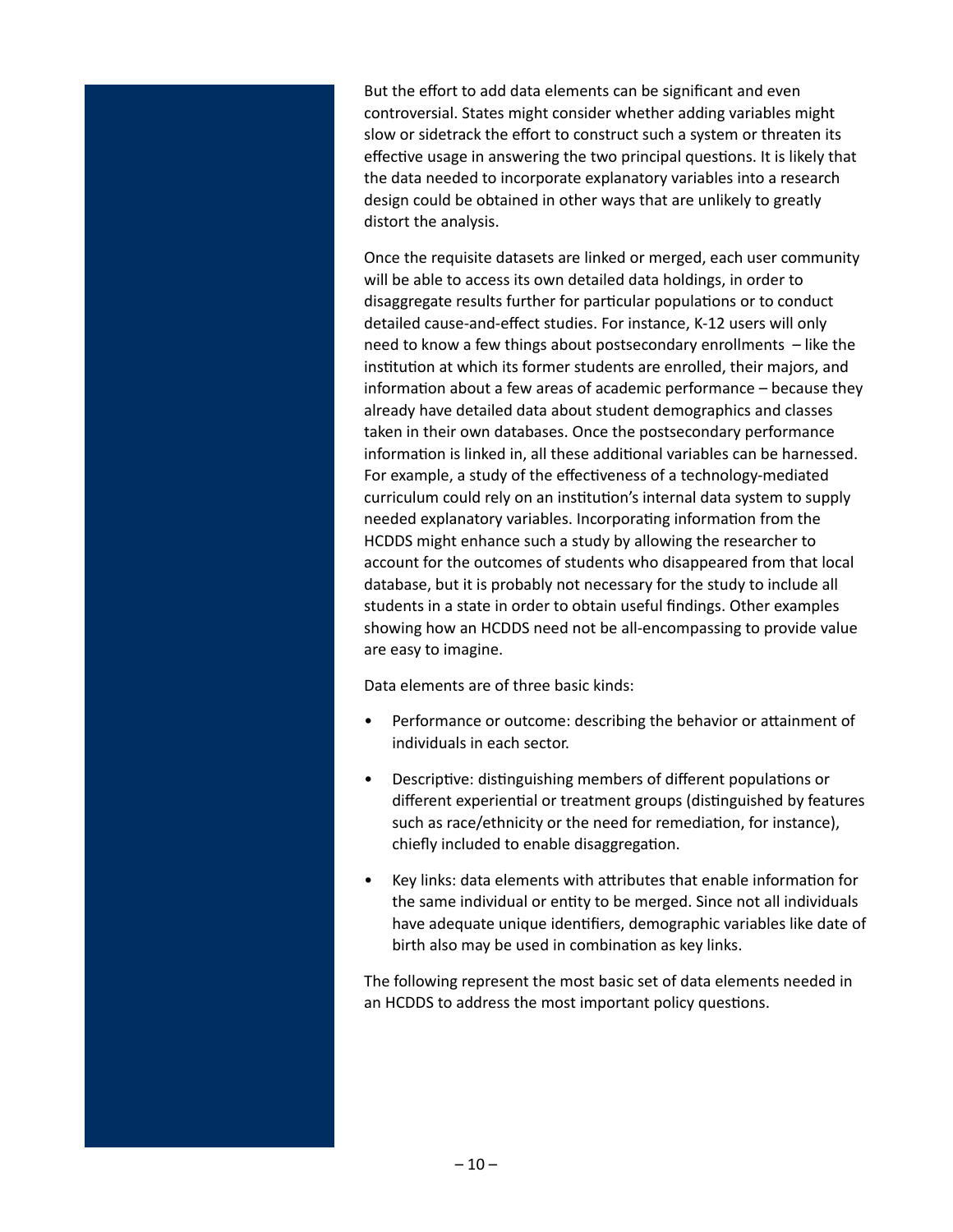But the effort to add data elements can be significant and even controversial. States might consider whether adding variables might slow or sidetrack the effort to construct such a system or threaten its effective usage in answering the two principal questions. It is likely that the data needed to incorporate explanatory variables into a research design could be obtained in other ways that are unlikely to greatly distort the analysis.

Once the requisite datasets are linked or merged, each user community will be able to access its own detailed data holdings, in order to disaggregate results further for particular populations or to conduct detailed cause-and-effect studies. For instance, K-12 users will only need to know a few things about postsecondary enrollments – like the institution at which its former students are enrolled, their majors, and information about a few areas of academic performance – because they already have detailed data about student demographics and classes taken in their own databases. Once the postsecondary performance information is linked in, all these additional variables can be harnessed. For example, a study of the effectiveness of a technology-mediated curriculum could rely on an institution's internal data system to supply needed explanatory variables. Incorporating information from the HCDDS might enhance such a study by allowing the researcher to account for the outcomes of students who disappeared from that local database, but it is probably not necessary for the study to include all students in a state in order to obtain useful findings. Other examples showing how an HCDDS need not be all-encompassing to provide value are easy to imagine.

Data elements are of three basic kinds:

- Performance or outcome: describing the behavior or attainment of individuals in each sector.
- Descriptive: distinguishing members of different populations or different experiential or treatment groups (distinguished by features such as race/ethnicity or the need for remediation, for instance), chiefly included to enable disaggregation.
- Key links: data elements with attributes that enable information for the same individual or entity to be merged. Since not all individuals have adequate unique identifiers, demographic variables like date of birth also may be used in combination as key links.

The following represent the most basic set of data elements needed in an HCDDS to address the most important policy questions.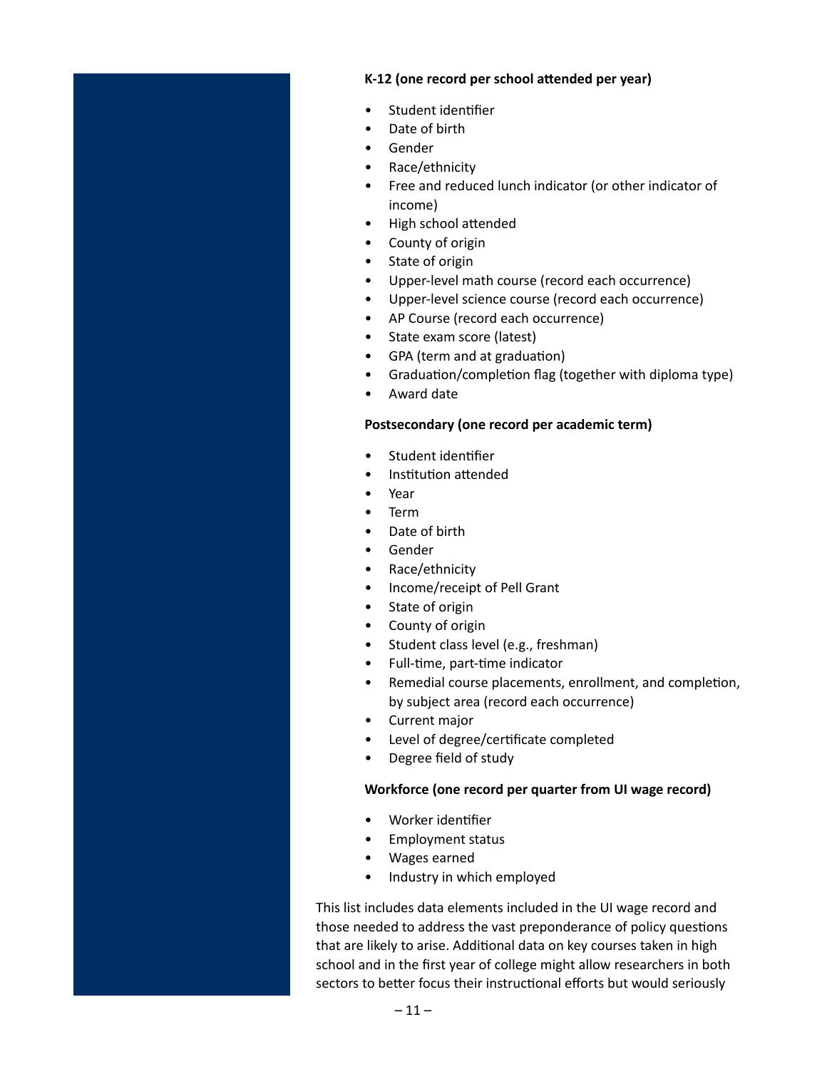**K-12 (one record per school attended per year)**

- Student identifier
- Date of birth
- Gender
- Race/ethnicity
- Free and reduced lunch indicator (or other indicator of income)
- High school attended
- County of origin
- State of origin
- Upper-level math course (record each occurrence)
- Upper-level science course (record each occurrence)
- AP Course (record each occurrence)
- State exam score (latest)
- GPA (term and at graduation)
- Graduation/completion flag (together with diploma type)
- Award date

**Postsecondary (one record per academic term)**

- Student identifier
- Institution attended
- Year
- Term
- Date of birth
- Gender
- Race/ethnicity
- Income/receipt of Pell Grant
- State of origin
- County of origin
- Student class level (e.g., freshman)
- Full-time, part-time indicator
- Remedial course placements, enrollment, and completion, by subject area (record each occurrence)
- Current major
- Level of degree/certificate completed
- Degree field of study

**Workforce (one record per quarter from UI wage record)**

- Worker identifier
- Employment status
- Wages earned
- Industry in which employed

This list includes data elements included in the UI wage record and those needed to address the vast preponderance of policy questions that are likely to arise. Additional data on key courses taken in high school and in the first year of college might allow researchers in both sectors to better focus their instructional efforts but would seriously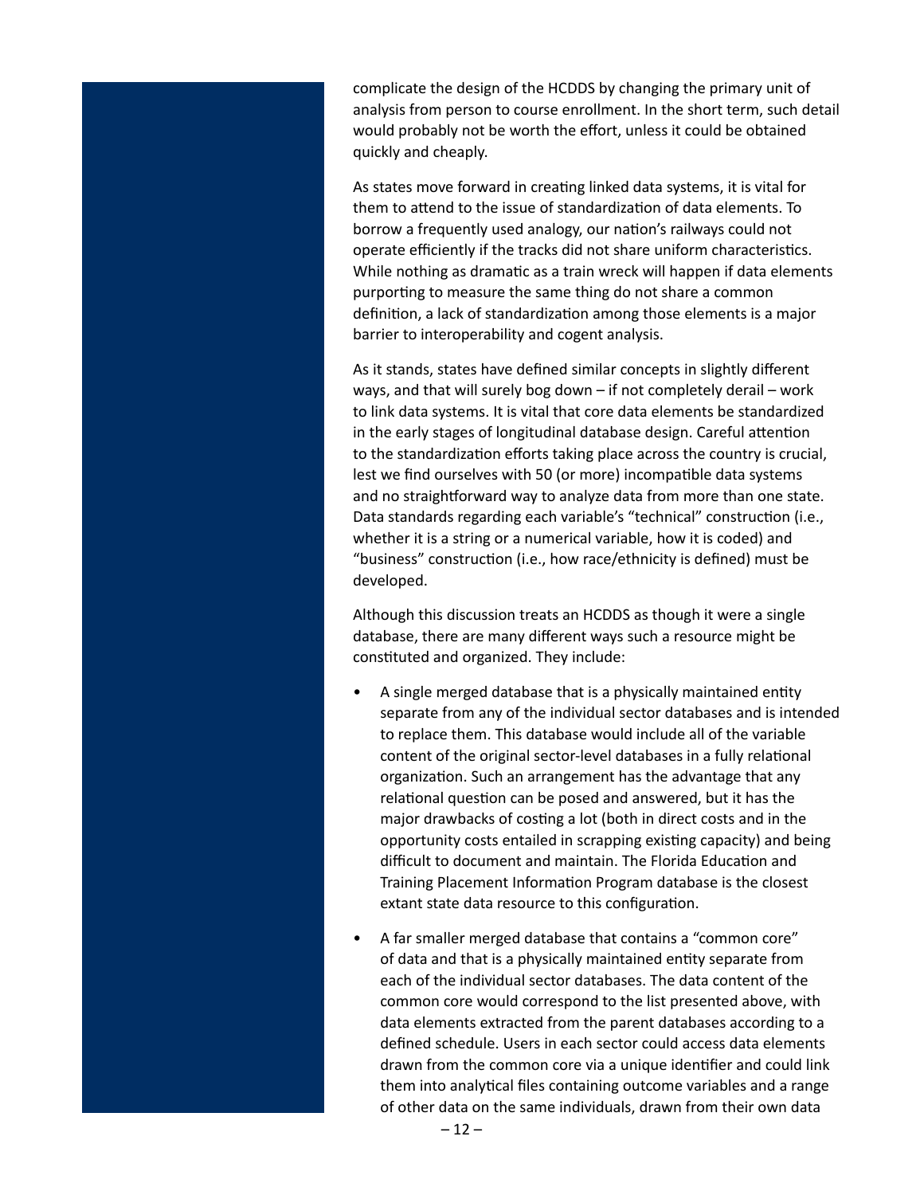complicate the design of the HCDDS by changing the primary unit of analysis from person to course enrollment. In the short term, such detail would probably not be worth the effort, unless it could be obtained quickly and cheaply.

As states move forward in creating linked data systems, it is vital for them to attend to the issue of standardization of data elements. To borrow a frequently used analogy, our nation's railways could not operate efficiently if the tracks did not share uniform characteristics. While nothing as dramatic as a train wreck will happen if data elements purporting to measure the same thing do not share a common definition, a lack of standardization among those elements is a major barrier to interoperability and cogent analysis.

As it stands, states have defined similar concepts in slightly different ways, and that will surely bog down – if not completely derail – work to link data systems. It is vital that core data elements be standardized in the early stages of longitudinal database design. Careful attention to the standardization efforts taking place across the country is crucial, lest we find ourselves with 50 (or more) incompatible data systems and no straightforward way to analyze data from more than one state. Data standards regarding each variable's "technical" construction (i.e., whether it is a string or a numerical variable, how it is coded) and "business" construction (i.e., how race/ethnicity is defined) must be developed.

Although this discussion treats an HCDDS as though it were a single database, there are many different ways such a resource might be constituted and organized. They include:

- A single merged database that is a physically maintained entity separate from any of the individual sector databases and is intended to replace them. This database would include all of the variable content of the original sector-level databases in a fully relational organization. Such an arrangement has the advantage that any relational question can be posed and answered, but it has the major drawbacks of costing a lot (both in direct costs and in the opportunity costs entailed in scrapping existing capacity) and being difficult to document and maintain. The Florida Education and Training Placement Information Program database is the closest extant state data resource to this configuration.
- A far smaller merged database that contains a "common core" of data and that is a physically maintained entity separate from each of the individual sector databases. The data content of the common core would correspond to the list presented above, with data elements extracted from the parent databases according to a defined schedule. Users in each sector could access data elements drawn from the common core via a unique identifier and could link them into analytical files containing outcome variables and a range of other data on the same individuals, drawn from their own data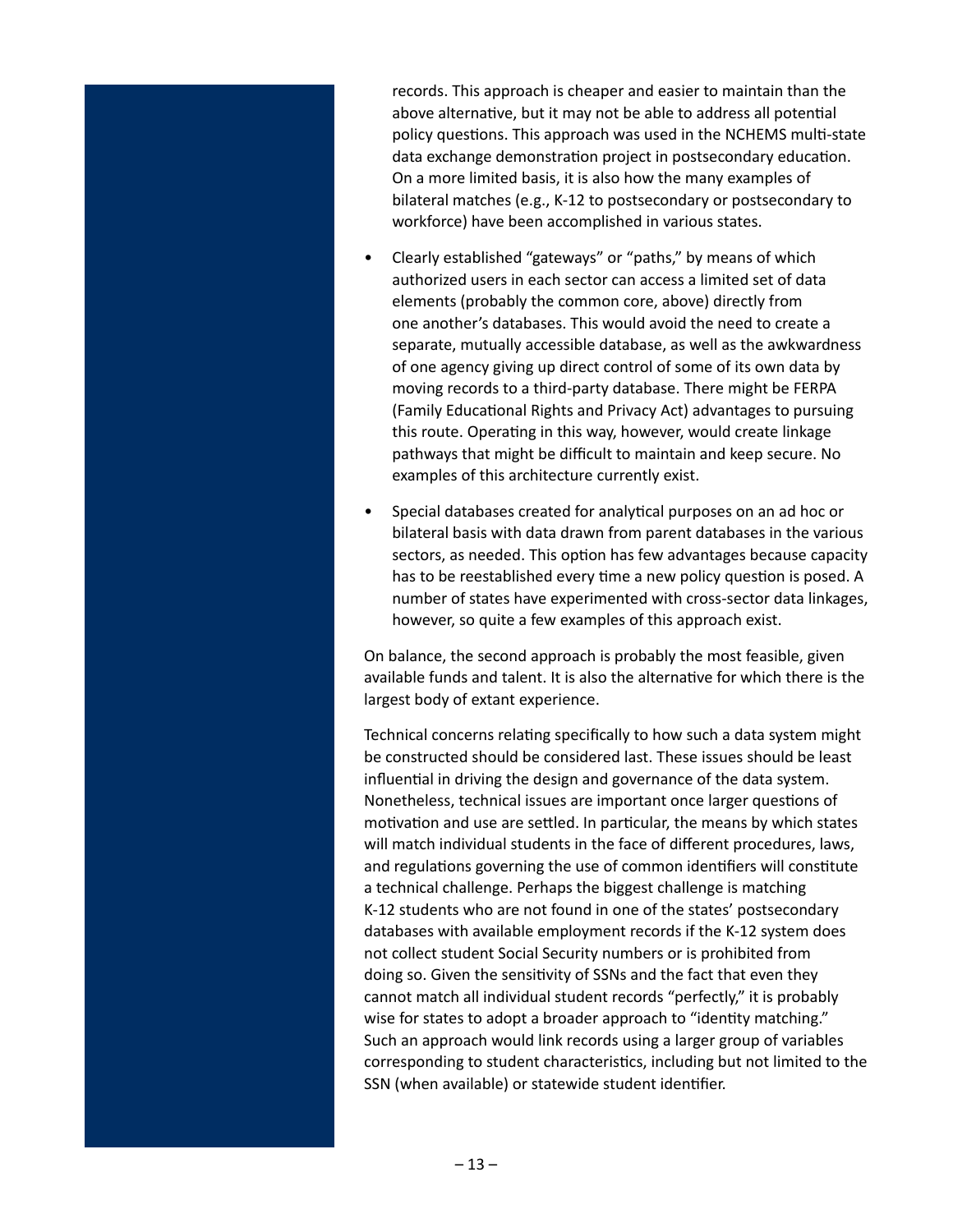records. This approach is cheaper and easier to maintain than the above alternative, but it may not be able to address all potential policy questions. This approach was used in the NCHEMS multi-state data exchange demonstration project in postsecondary education. On a more limited basis, it is also how the many examples of bilateral matches (e.g., K-12 to postsecondary or postsecondary to workforce) have been accomplished in various states.

- Clearly established "gateways" or "paths," by means of which authorized users in each sector can access a limited set of data elements (probably the common core, above) directly from one another's databases. This would avoid the need to create a separate, mutually accessible database, as well as the awkwardness of one agency giving up direct control of some of its own data by moving records to a third-party database. There might be FERPA (Family Educational Rights and Privacy Act) advantages to pursuing this route. Operating in this way, however, would create linkage pathways that might be difficult to maintain and keep secure. No examples of this architecture currently exist.

- Special databases created for analytical purposes on an ad hoc or bilateral basis with data drawn from parent databases in the various sectors, as needed. This option has few advantages because capacity has to be reestablished every time a new policy question is posed. A number of states have experimented with cross-sector data linkages, however, so quite a few examples of this approach exist.

On balance, the second approach is probably the most feasible, given available funds and talent. It is also the alternative for which there is the largest body of extant experience.

Technical concerns relating specifically to how such a data system might be constructed should be considered last. These issues should be least influential in driving the design and governance of the data system. Nonetheless, technical issues are important once larger questions of motivation and use are settled. In particular, the means by which states will match individual students in the face of different procedures, laws, and regulations governing the use of common identifiers will constitute a technical challenge. Perhaps the biggest challenge is matching K-12 students who are not found in one of the states' postsecondary databases with available employment records if the K-12 system does not collect student Social Security numbers or is prohibited from doing so. Given the sensitivity of SSNs and the fact that even they cannot match all individual student records "perfectly," it is probably wise for states to adopt a broader approach to "identity matching." Such an approach would link records using a larger group of variables corresponding to student characteristics, including but not limited to the SSN (when available) or statewide student identifier.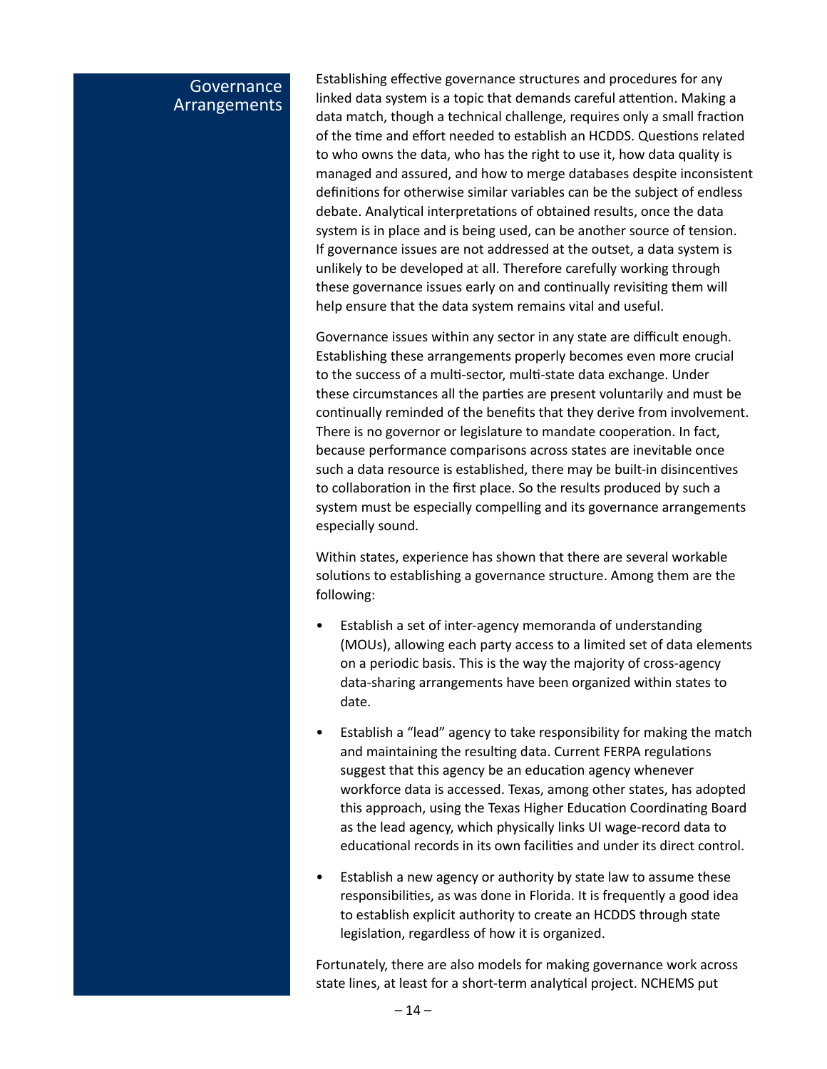## Governance Arrangements

Establishing effective governance structures and procedures for any linked data system is a topic that demands careful attention. Making a data match, though a technical challenge, requires only a small fraction of the time and effort needed to establish an HCDDS. Questions related to who owns the data, who has the right to use it, how data quality is managed and assured, and how to merge databases despite inconsistent definitions for otherwise similar variables can be the subject of endless debate. Analytical interpretations of obtained results, once the data system is in place and is being used, can be another source of tension. If governance issues are not addressed at the outset, a data system is unlikely to be developed at all. Therefore carefully working through these governance issues early on and continually revisiting them will help ensure that the data system remains vital and useful.

Governance issues within any sector in any state are difficult enough. Establishing these arrangements properly becomes even more crucial to the success of a multi-sector, multi-state data exchange. Under these circumstances all the parties are present voluntarily and must be continually reminded of the benefits that they derive from involvement. There is no governor or legislature to mandate cooperation. In fact, because performance comparisons across states are inevitable once such a data resource is established, there may be built-in disincentives to collaboration in the first place. So the results produced by such a system must be especially compelling and its governance arrangements especially sound.

Within states, experience has shown that there are several workable solutions to establishing a governance structure. Among them are the following:

- Establish a set of inter-agency memoranda of understanding (MOUs), allowing each party access to a limited set of data elements on a periodic basis. This is the way the majority of cross-agency data-sharing arrangements have been organized within states to date.
- Establish a "lead" agency to take responsibility for making the match and maintaining the resulting data. Current FERPA regulations suggest that this agency be an education agency whenever workforce data is accessed. Texas, among other states, has adopted this approach, using the Texas Higher Education Coordinating Board as the lead agency, which physically links UI wage-record data to educational records in its own facilities and under its direct control.
- Establish a new agency or authority by state law to assume these responsibilities, as was done in Florida. It is frequently a good idea to establish explicit authority to create an HCDDS through state legislation, regardless of how it is organized.

Fortunately, there are also models for making governance work across state lines, at least for a short-term analytical project. NCHEMS put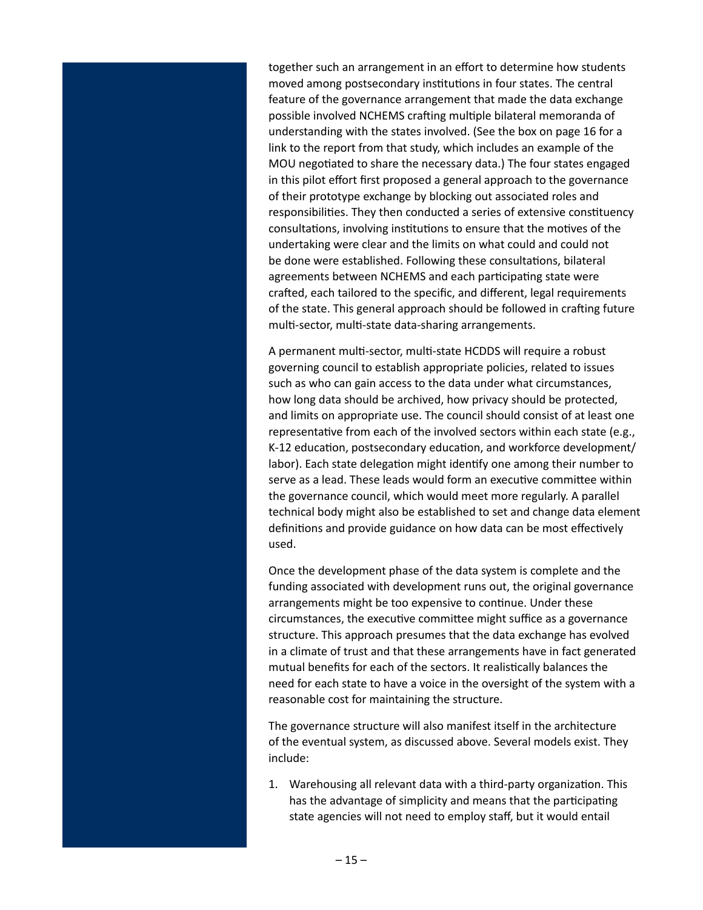together such an arrangement in an effort to determine how students moved among postsecondary institutions in four states. The central feature of the governance arrangement that made the data exchange possible involved NCHEMS crafting multiple bilateral memoranda of understanding with the states involved. (See the box on page 16 for a link to the report from that study, which includes an example of the MOU negotiated to share the necessary data.) The four states engaged in this pilot effort first proposed a general approach to the governance of their prototype exchange by blocking out associated roles and responsibilities. They then conducted a series of extensive constituency consultations, involving institutions to ensure that the motives of the undertaking were clear and the limits on what could and could not be done were established. Following these consultations, bilateral agreements between NCHEMS and each participating state were crafted, each tailored to the specific, and different, legal requirements of the state. This general approach should be followed in crafting future multi-sector, multi-state data-sharing arrangements.

A permanent multi-sector, multi-state HCDDS will require a robust governing council to establish appropriate policies, related to issues such as who can gain access to the data under what circumstances, how long data should be archived, how privacy should be protected, and limits on appropriate use. The council should consist of at least one representative from each of the involved sectors within each state (e.g., K-12 education, postsecondary education, and workforce development/labor). Each state delegation might identify one among their number to serve as a lead. These leads would form an executive committee within the governance council, which would meet more regularly. A parallel technical body might also be established to set and change data element definitions and provide guidance on how data can be most effectively used.

Once the development phase of the data system is complete and the funding associated with development runs out, the original governance arrangements might be too expensive to continue. Under these circumstances, the executive committee might suffice as a governance structure. This approach presumes that the data exchange has evolved in a climate of trust and that these arrangements have in fact generated mutual benefits for each of the sectors. It realistically balances the need for each state to have a voice in the oversight of the system with a reasonable cost for maintaining the structure.

The governance structure will also manifest itself in the architecture of the eventual system, as discussed above. Several models exist. They include:

1. Warehousing all relevant data with a third-party organization. This has the advantage of simplicity and means that the participating state agencies will not need to employ staff, but it would entail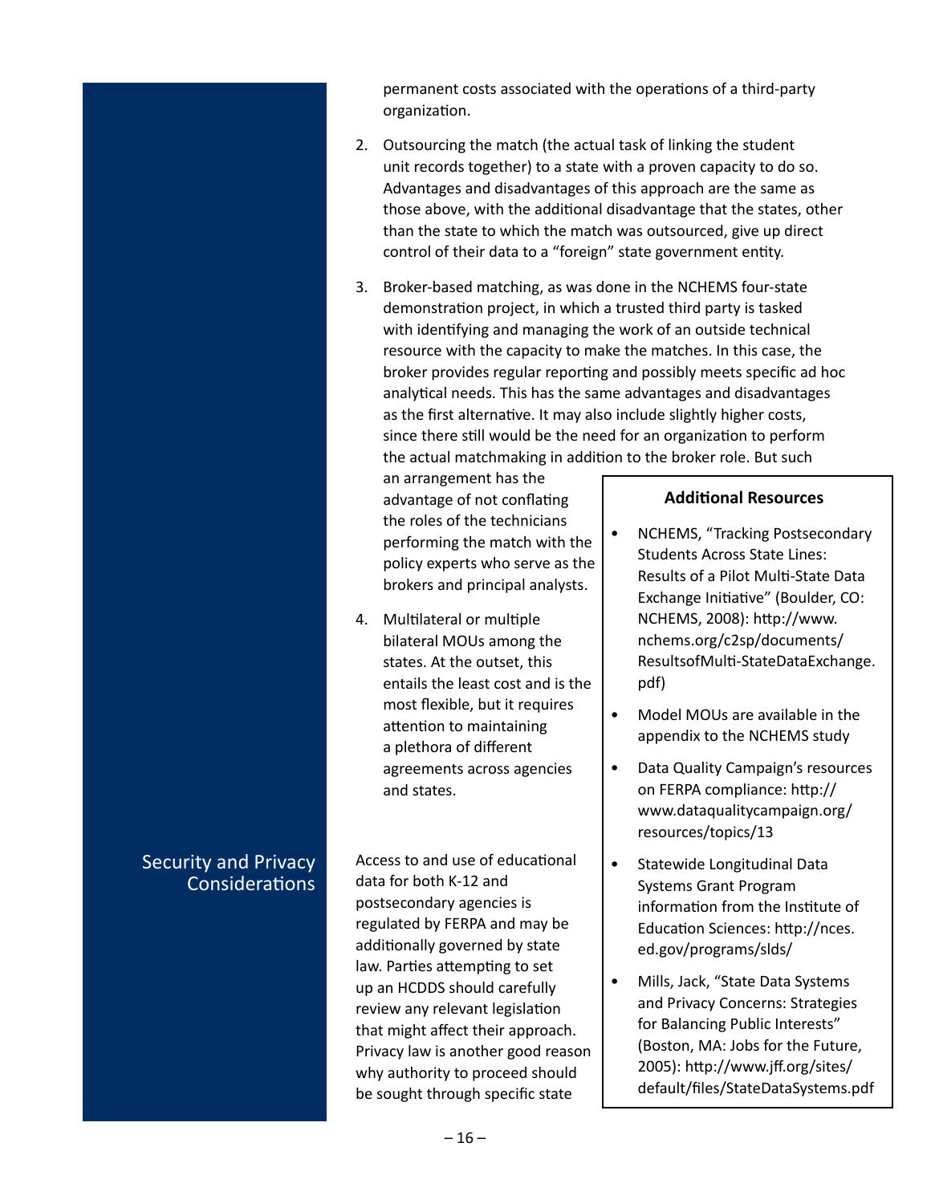permanent costs associated with the operations of a third-party organization.

2. Outsourcing the match (the actual task of linking the student unit records together) to a state with a proven capacity to do so. Advantages and disadvantages of this approach are the same as those above, with the additional disadvantage that the states, other than the state to which the match was outsourced, give up direct control of their data to a "foreign" state government entity.

3. Broker-based matching, as was done in the NCHEMS four-state demonstration project, in which a trusted third party is tasked with identifying and managing the work of an outside technical resource with the capacity to make the matches. In this case, the broker provides regular reporting and possibly meets specific ad hoc analytical needs. This has the same advantages and disadvantages as the first alternative. It may also include slightly higher costs, since there still would be the need for an organization to perform the actual matchmaking in addition to the broker role. But such an arrangement has the advantage of not conflating the roles of the technicians performing the match with the policy experts who serve as the brokers and principal analysts.

4. Multilateral or multiple bilateral MOUs among the states. At the outset, this entails the least cost and is the most flexible, but it requires attention to maintaining a plethora of different agreements across agencies and states.

## Security and Privacy Considerations

Access to and use of educational data for both K-12 and postsecondary agencies is regulated by FERPA and may be additionally governed by state law. Parties attempting to set up an HCDDS should carefully review any relevant legislation that might affect their approach. Privacy law is another good reason why authority to proceed should be sought through specific state

### Additional Resources

- NCHEMS, "Tracking Postsecondary Students Across State Lines: Results of a Pilot Multi-State Data Exchange Initiative" (Boulder, CO: NCHEMS, 2008): http://www.nchems.org/c2sp/documents/ResultsofMulti-StateDataExchange.pdf)
- Model MOUs are available in the appendix to the NCHEMS study
- Data Quality Campaign's resources on FERPA compliance: http://www.dataqualitycampaign.org/resources/topics/13
- Statewide Longitudinal Data Systems Grant Program information from the Institute of Education Sciences: http://nces.ed.gov/programs/slds/
- Mills, Jack, "State Data Systems and Privacy Concerns: Strategies for Balancing Public Interests" (Boston, MA: Jobs for the Future, 2005): http://www.jff.org/sites/default/files/StateDataSystems.pdf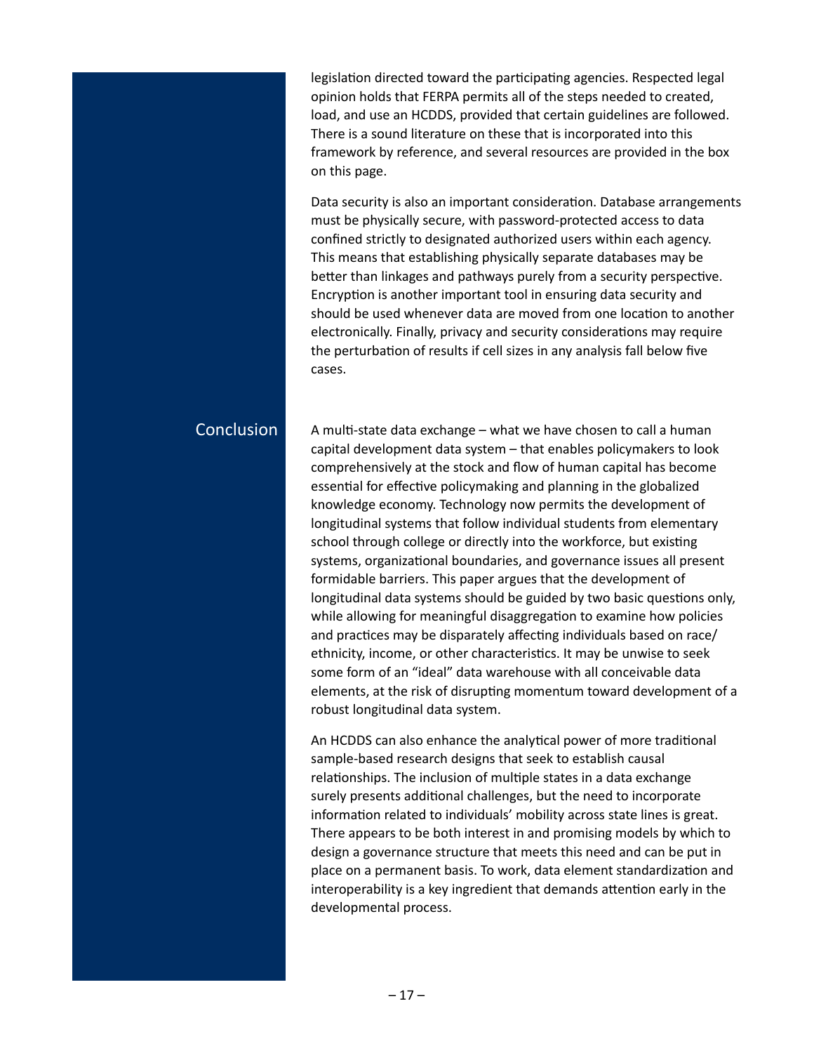legislation directed toward the participating agencies. Respected legal opinion holds that FERPA permits all of the steps needed to created, load, and use an HCDDS, provided that certain guidelines are followed. There is a sound literature on these that is incorporated into this framework by reference, and several resources are provided in the box on this page.

Data security is also an important consideration. Database arrangements must be physically secure, with password-protected access to data confined strictly to designated authorized users within each agency. This means that establishing physically separate databases may be better than linkages and pathways purely from a security perspective. Encryption is another important tool in ensuring data security and should be used whenever data are moved from one location to another electronically. Finally, privacy and security considerations may require the perturbation of results if cell sizes in any analysis fall below five cases.

## Conclusion

A multi-state data exchange – what we have chosen to call a human capital development data system – that enables policymakers to look comprehensively at the stock and flow of human capital has become essential for effective policymaking and planning in the globalized knowledge economy. Technology now permits the development of longitudinal systems that follow individual students from elementary school through college or directly into the workforce, but existing systems, organizational boundaries, and governance issues all present formidable barriers. This paper argues that the development of longitudinal data systems should be guided by two basic questions only, while allowing for meaningful disaggregation to examine how policies and practices may be disparately affecting individuals based on race/ethnicity, income, or other characteristics. It may be unwise to seek some form of an "ideal" data warehouse with all conceivable data elements, at the risk of disrupting momentum toward development of a robust longitudinal data system.

An HCDDS can also enhance the analytical power of more traditional sample-based research designs that seek to establish causal relationships. The inclusion of multiple states in a data exchange surely presents additional challenges, but the need to incorporate information related to individuals' mobility across state lines is great. There appears to be both interest in and promising models by which to design a governance structure that meets this need and can be put in place on a permanent basis. To work, data element standardization and interoperability is a key ingredient that demands attention early in the developmental process.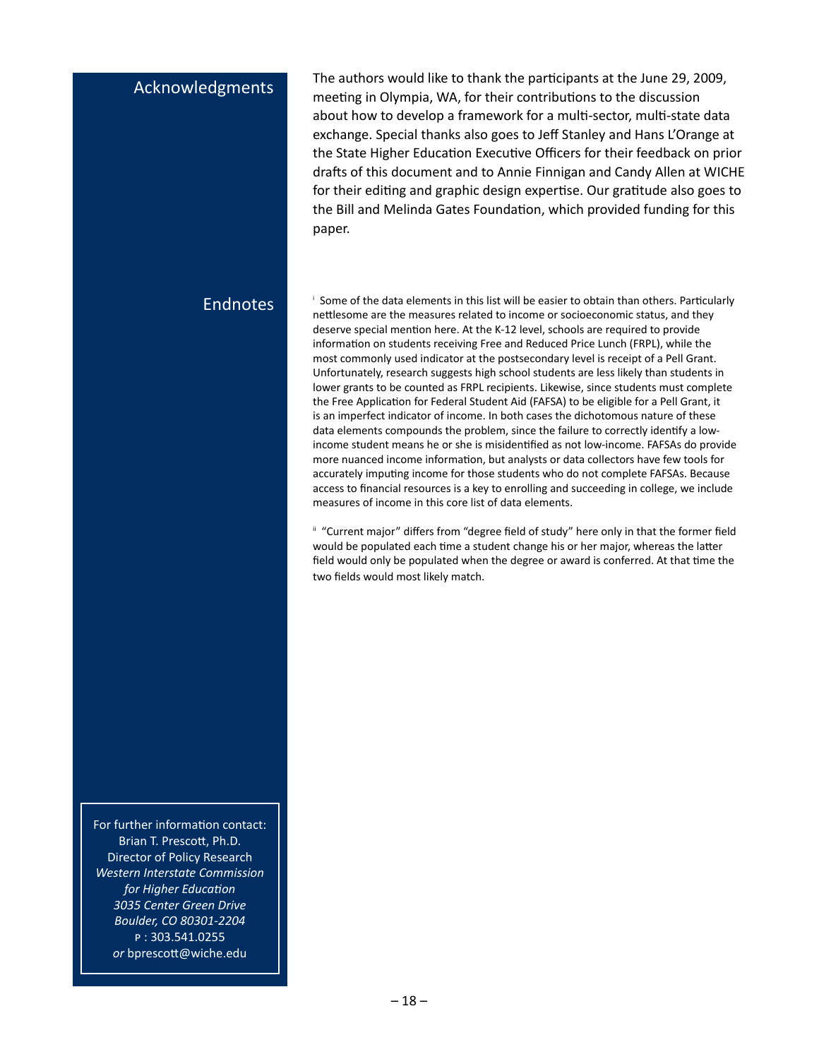## Acknowledgments

The authors would like to thank the participants at the June 29, 2009, meeting in Olympia, WA, for their contributions to the discussion about how to develop a framework for a multi-sector, multi-state data exchange. Special thanks also goes to Jeff Stanley and Hans L'Orange at the State Higher Education Executive Officers for their feedback on prior drafts of this document and to Annie Finnigan and Candy Allen at WICHE for their editing and graphic design expertise. Our gratitude also goes to the Bill and Melinda Gates Foundation, which provided funding for this paper.

## Endnotes

[i] Some of the data elements in this list will be easier to obtain than others. Particularly nettlesome are the measures related to income or socioeconomic status, and they deserve special mention here. At the K-12 level, schools are required to provide information on students receiving Free and Reduced Price Lunch (FRPL), while the most commonly used indicator at the postsecondary level is receipt of a Pell Grant. Unfortunately, research suggests high school students are less likely than students in lower grants to be counted as FRPL recipients. Likewise, since students must complete the Free Application for Federal Student Aid (FAFSA) to be eligible for a Pell Grant, it is an imperfect indicator of income. In both cases the dichotomous nature of these data elements compounds the problem, since the failure to correctly identify a low-income student means he or she is misidentified as not low-income. FAFSAs do provide more nuanced income information, but analysts or data collectors have few tools for accurately imputing income for those students who do not complete FAFSAs. Because access to financial resources is a key to enrolling and succeeding in college, we include measures of income in this core list of data elements.

[ii] "Current major" differs from "degree field of study" here only in that the former field would be populated each time a student change his or her major, whereas the latter field would only be populated when the degree or award is conferred. At that time the two fields would most likely match.

For further information contact:
Brian T. Prescott, Ph.D.
Director of Policy Research
*Western Interstate Commission for Higher Education*
*3035 Center Green Drive*
*Boulder, CO 80301-2204*
P : 303.541.0255
*or* bprescott@wiche.edu